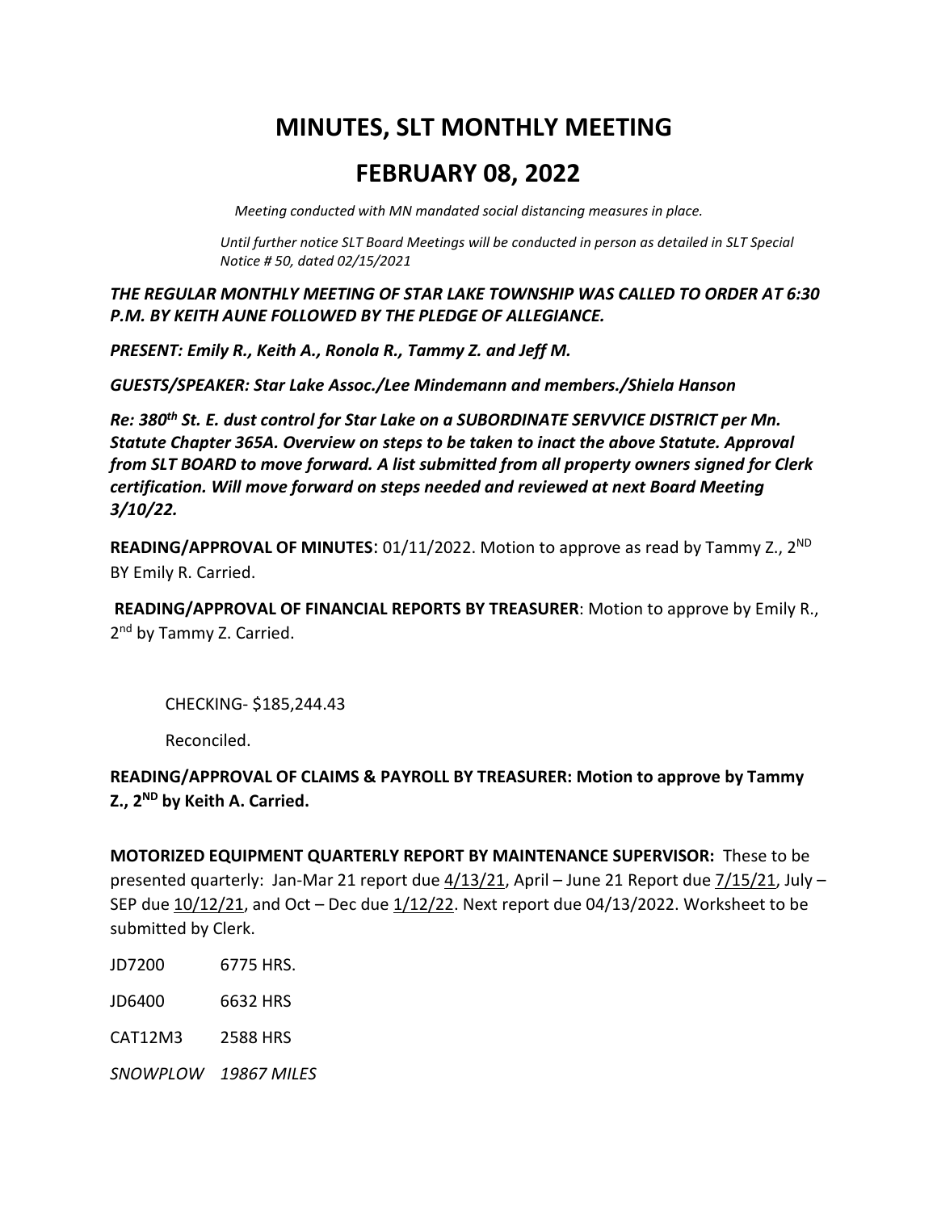# MINUTES, SLT MONTHLY MEETING

# FEBRUARY 08, 2022

*Meeting conducted with MN mandated social distancing measures in place.*

*Until further notice SLT Board Meetings will be conducted in person as detailed in SLT Special Notice # 50, dated 02/15/2021*

***THE REGULAR MONTHLY MEETING OF STAR LAKE TOWNSHIP WAS CALLED TO ORDER AT 6:30 P.M. BY KEITH AUNE FOLLOWED BY THE PLEDGE OF ALLEGIANCE.***

***PRESENT: Emily R., Keith A., Ronola R., Tammy Z. and Jeff M.***

***GUESTS/SPEAKER: Star Lake Assoc./Lee Mindemann and members./Shiela Hanson***

***Re: 380th St. E. dust control for Star Lake on a SUBORDINATE SERVVICE DISTRICT per Mn. Statute Chapter 365A. Overview on steps to be taken to inact the above Statute. Approval from SLT BOARD to move forward. A list submitted from all property owners signed for Clerk certification. Will move forward on steps needed and reviewed at next Board Meeting 3/10/22.***

**READING/APPROVAL OF MINUTES**: 01/11/2022. Motion to approve as read by Tammy Z., 2ND BY Emily R. Carried.

**READING/APPROVAL OF FINANCIAL REPORTS BY TREASURER**: Motion to approve by Emily R., 2nd by Tammy Z. Carried.

CHECKING- $185,244.43

Reconciled.

**READING/APPROVAL OF CLAIMS & PAYROLL BY TREASURER: Motion to approve by Tammy Z., 2ND by Keith A. Carried.**

**MOTORIZED EQUIPMENT QUARTERLY REPORT BY MAINTENANCE SUPERVISOR:** These to be presented quarterly: Jan-Mar 21 report due 4/13/21, April – June 21 Report due 7/15/21, July – SEP due 10/12/21, and Oct – Dec due 1/12/22. Next report due 04/13/2022. Worksheet to be submitted by Clerk.

JD7200 6775 HRS.

JD6400 6632 HRS

CAT12M3 2588 HRS

*SNOWPLOW 19867 MILES*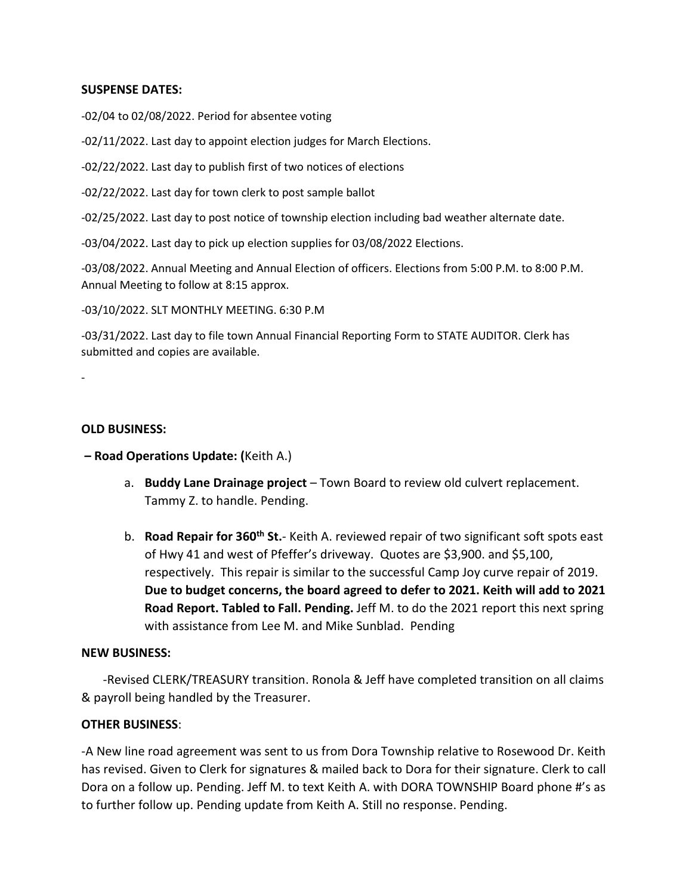**SUSPENSE DATES:**

-02/04 to 02/08/2022. Period for absentee voting

-02/11/2022. Last day to appoint election judges for March Elections.

-02/22/2022. Last day to publish first of two notices of elections

-02/22/2022. Last day for town clerk to post sample ballot

-02/25/2022. Last day to post notice of township election including bad weather alternate date.

-03/04/2022. Last day to pick up election supplies for 03/08/2022 Elections.

-03/08/2022. Annual Meeting and Annual Election of officers. Elections from 5:00 P.M. to 8:00 P.M. Annual Meeting to follow at 8:15 approx.

-03/10/2022. SLT MONTHLY MEETING. 6:30 P.M

-03/31/2022. Last day to file town Annual Financial Reporting Form to STATE AUDITOR. Clerk has submitted and copies are available.

-

**OLD BUSINESS:**

**– Road Operations Update: (**Keith A.)

a. **Buddy Lane Drainage project** – Town Board to review old culvert replacement. Tammy Z. to handle. Pending.

b. **Road Repair for 360th St.**- Keith A. reviewed repair of two significant soft spots east of Hwy 41 and west of Pfeffer's driveway. Quotes are $3,900. and $5,100, respectively. This repair is similar to the successful Camp Joy curve repair of 2019. **Due to budget concerns, the board agreed to defer to 2021. Keith will add to 2021 Road Report. Tabled to Fall. Pending.** Jeff M. to do the 2021 report this next spring with assistance from Lee M. and Mike Sunblad. Pending

**NEW BUSINESS:**

-Revised CLERK/TREASURY transition. Ronola & Jeff have completed transition on all claims & payroll being handled by the Treasurer.

**OTHER BUSINESS**:

-A New line road agreement was sent to us from Dora Township relative to Rosewood Dr. Keith has revised. Given to Clerk for signatures & mailed back to Dora for their signature. Clerk to call Dora on a follow up. Pending. Jeff M. to text Keith A. with DORA TOWNSHIP Board phone #'s as to further follow up. Pending update from Keith A. Still no response. Pending.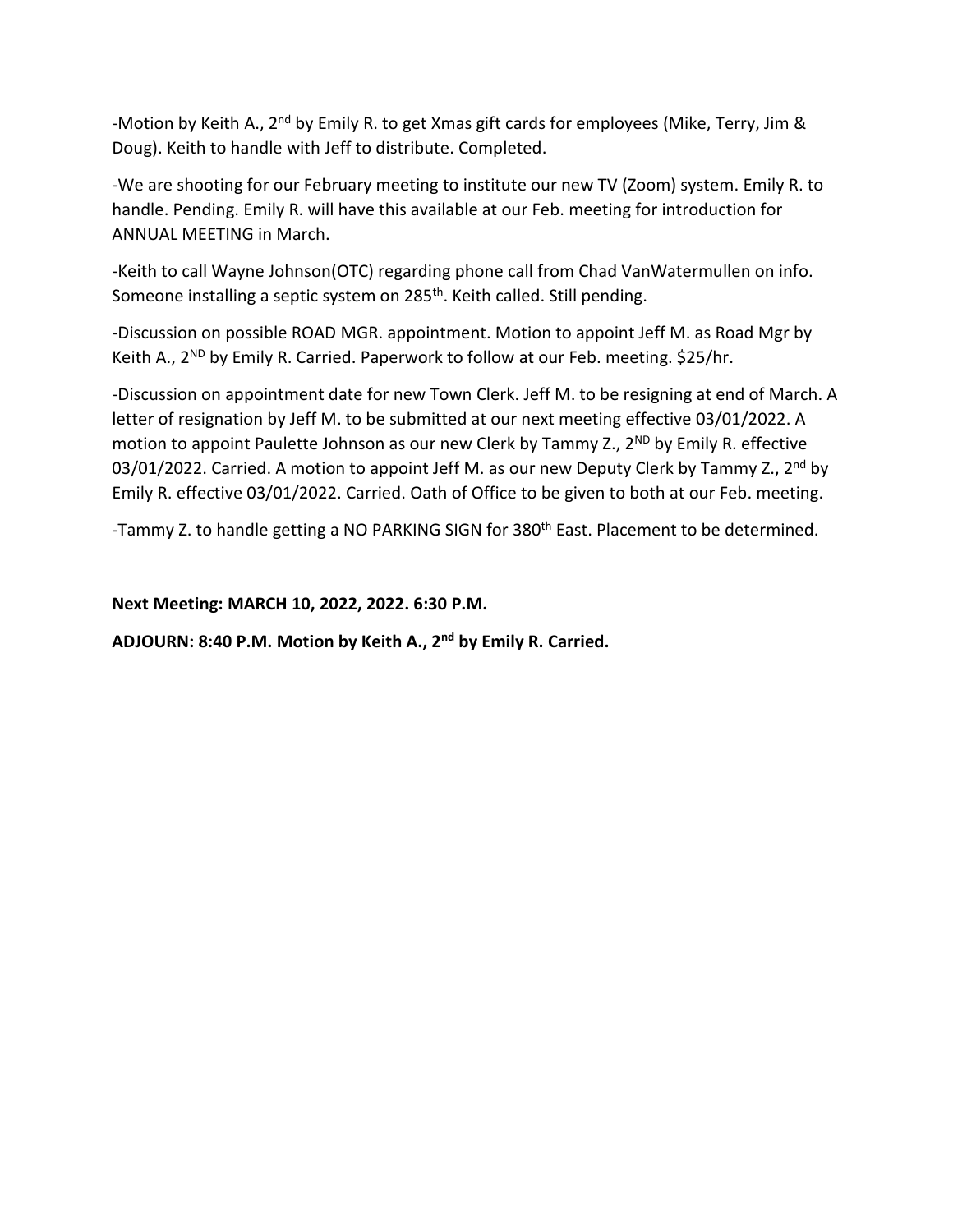-Motion by Keith A., 2nd by Emily R. to get Xmas gift cards for employees (Mike, Terry, Jim & Doug). Keith to handle with Jeff to distribute. Completed.

-We are shooting for our February meeting to institute our new TV (Zoom) system. Emily R. to handle. Pending. Emily R. will have this available at our Feb. meeting for introduction for ANNUAL MEETING in March.

-Keith to call Wayne Johnson(OTC) regarding phone call from Chad VanWatermullen on info. Someone installing a septic system on 285th. Keith called. Still pending.

-Discussion on possible ROAD MGR. appointment. Motion to appoint Jeff M. as Road Mgr by Keith A., 2ND by Emily R. Carried. Paperwork to follow at our Feb. meeting. $25/hr.

-Discussion on appointment date for new Town Clerk. Jeff M. to be resigning at end of March. A letter of resignation by Jeff M. to be submitted at our next meeting effective 03/01/2022. A motion to appoint Paulette Johnson as our new Clerk by Tammy Z., 2ND by Emily R. effective 03/01/2022. Carried. A motion to appoint Jeff M. as our new Deputy Clerk by Tammy Z., 2nd by Emily R. effective 03/01/2022. Carried. Oath of Office to be given to both at our Feb. meeting.

-Tammy Z. to handle getting a NO PARKING SIGN for 380th East. Placement to be determined.

**Next Meeting: MARCH 10, 2022, 2022. 6:30 P.M.**

**ADJOURN: 8:40 P.M. Motion by Keith A., 2nd by Emily R. Carried.**